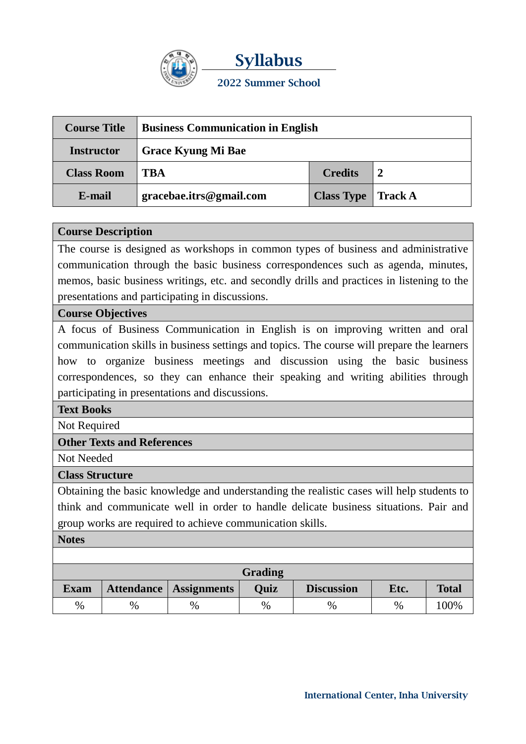# Syllabus

**2022 Summer School**

| Course Title | Business Communication in English | | |
|---|---|---|---|
| Instructor | Grace Kyung Mi Bae | | |
| Class Room | TBA | Credits | 2 |
| E-mail | gracebae.itrs@gmail.com | Class Type | Track A |

**Course Description**

The course is designed as workshops in common types of business and administrative communication through the basic business correspondences such as agenda, minutes, memos, basic business writings, etc. and secondly drills and practices in listening to the presentations and participating in discussions.

**Course Objectives**

A focus of Business Communication in English is on improving written and oral communication skills in business settings and topics. The course will prepare the learners how to organize business meetings and discussion using the basic business correspondences, so they can enhance their speaking and writing abilities through participating in presentations and discussions.

**Text Books**

Not Required

**Other Texts and References**

Not Needed

**Class Structure**

Obtaining the basic knowledge and understanding the realistic cases will help students to think and communicate well in order to handle delicate business situations. Pair and group works are required to achieve communication skills.

**Notes**

**Grading**

| Exam | Attendance | Assignments | Quiz | Discussion | Etc. | Total |
|---|---|---|---|---|---|---|
| % | % | % | % | % | % | 100% |

International Center, Inha University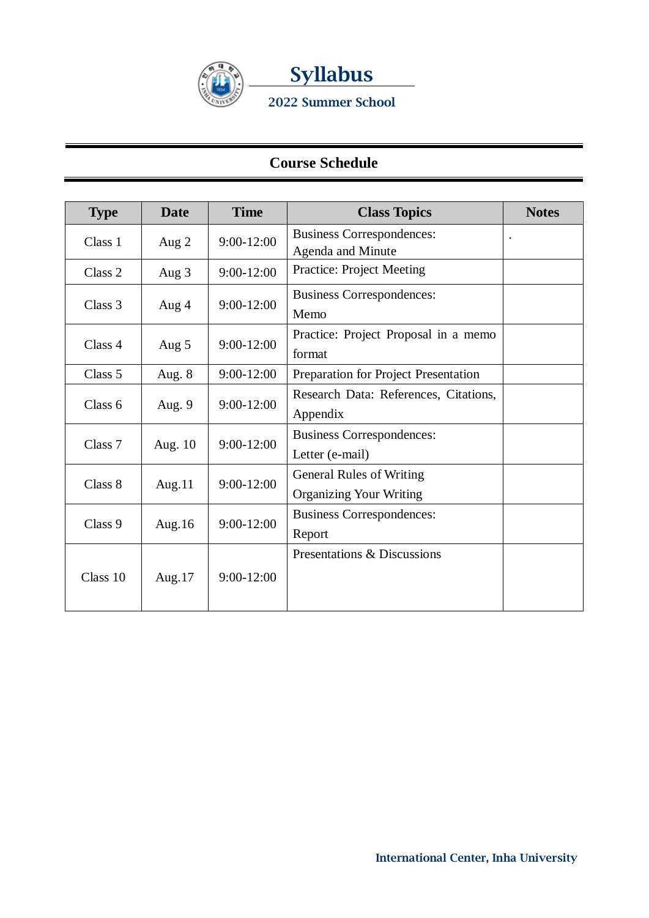# Syllabus

## 2022 Summer School

## Course Schedule

| Type | Date | Time | Class Topics | Notes |
|---|---|---|---|---|
| Class 1 | Aug 2 | 9:00-12:00 | Business Correspondences: Agenda and Minute | . |
| Class 2 | Aug 3 | 9:00-12:00 | Practice: Project Meeting | |
| Class 3 | Aug 4 | 9:00-12:00 | Business Correspondences: Memo | |
| Class 4 | Aug 5 | 9:00-12:00 | Practice: Project Proposal in a memo format | |
| Class 5 | Aug. 8 | 9:00-12:00 | Preparation for Project Presentation | |
| Class 6 | Aug. 9 | 9:00-12:00 | Research Data: References, Citations, Appendix | |
| Class 7 | Aug. 10 | 9:00-12:00 | Business Correspondences: Letter (e-mail) | |
| Class 8 | Aug.11 | 9:00-12:00 | General Rules of Writing<br>Organizing Your Writing | |
| Class 9 | Aug.16 | 9:00-12:00 | Business Correspondences: Report | |
| Class 10 | Aug.17 | 9:00-12:00 | Presentations & Discussions | |

International Center, Inha University